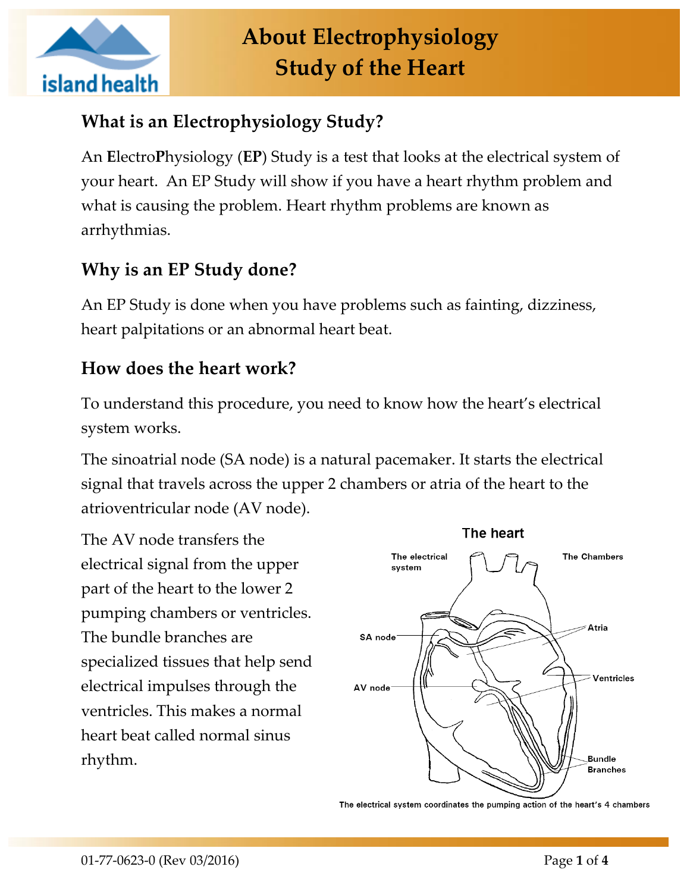# About Electrophysiology Study of the Heart

## What is an Electrophysiology Study?

An **E**lectro**P**hysiology (**EP**) Study is a test that looks at the electrical system of your heart. An EP Study will show if you have a heart rhythm problem and what is causing the problem. Heart rhythm problems are known as arrhythmias.

## Why is an EP Study done?

An EP Study is done when you have problems such as fainting, dizziness, heart palpitations or an abnormal heart beat.

## How does the heart work?

To understand this procedure, you need to know how the heart's electrical system works.

The sinoatrial node (SA node) is a natural pacemaker. It starts the electrical signal that travels across the upper 2 chambers or atria of the heart to the atrioventricular node (AV node).

The AV node transfers the electrical signal from the upper part of the heart to the lower 2 pumping chambers or ventricles. The bundle branches are specialized tissues that help send electrical impulses through the ventricles. This makes a normal heart beat called normal sinus rhythm.

**The heart**

The electrical system coordinates the pumping action of the heart's 4 chambers

01-77-0623-0 (Rev 03/2016)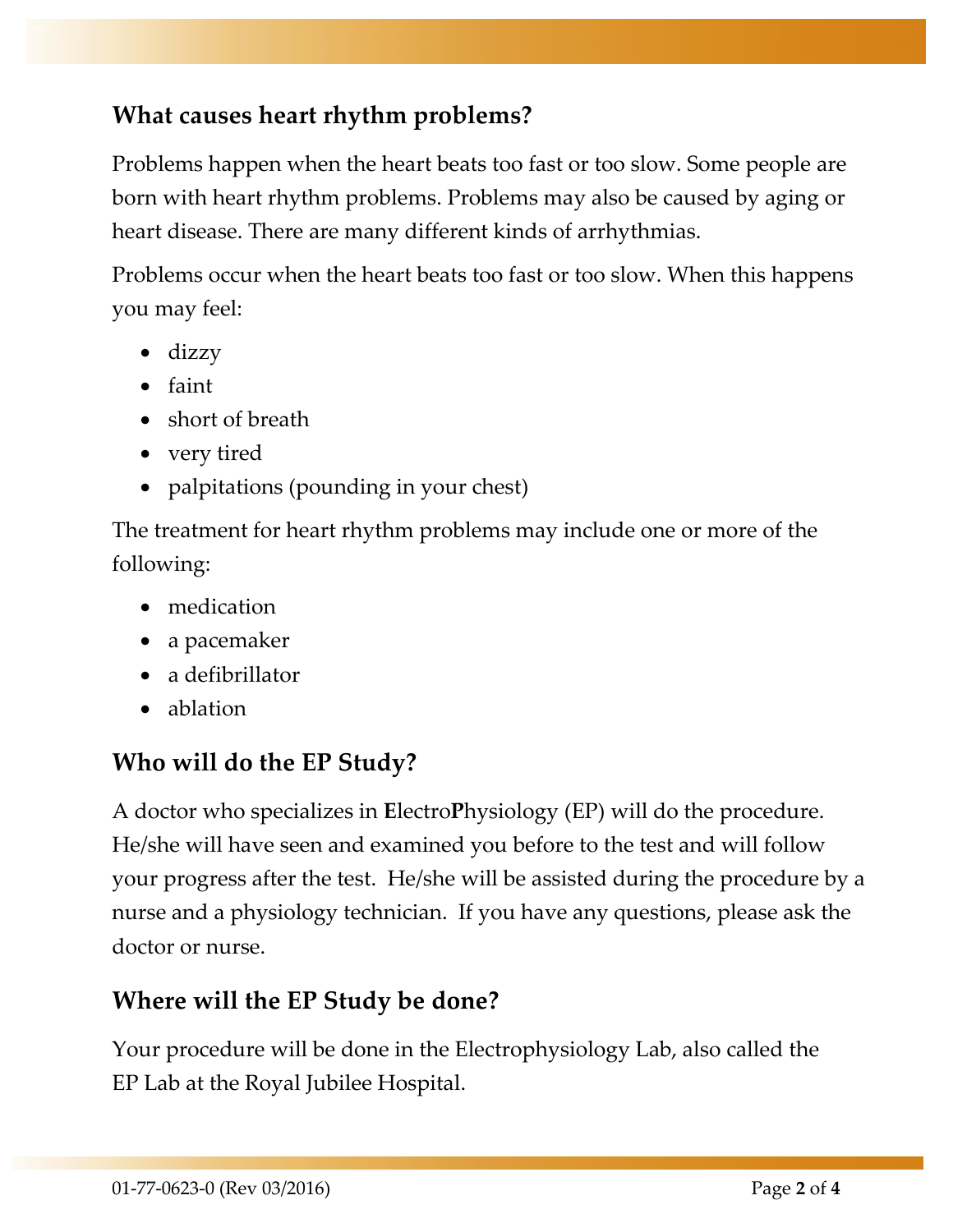## What causes heart rhythm problems?

Problems happen when the heart beats too fast or too slow. Some people are born with heart rhythm problems. Problems may also be caused by aging or heart disease. There are many different kinds of arrhythmias.

Problems occur when the heart beats too fast or too slow. When this happens you may feel:

- dizzy
- faint
- short of breath
- very tired
- palpitations (pounding in your chest)

The treatment for heart rhythm problems may include one or more of the following:

- medication
- a pacemaker
- a defibrillator
- ablation

## Who will do the EP Study?

A doctor who specializes in **E**lectro**P**hysiology (EP) will do the procedure. He/she will have seen and examined you before to the test and will follow your progress after the test. He/she will be assisted during the procedure by a nurse and a physiology technician. If you have any questions, please ask the doctor or nurse.

## Where will the EP Study be done?

Your procedure will be done in the Electrophysiology Lab, also called the EP Lab at the Royal Jubilee Hospital.

01-77-0623-0 (Rev 03/2016)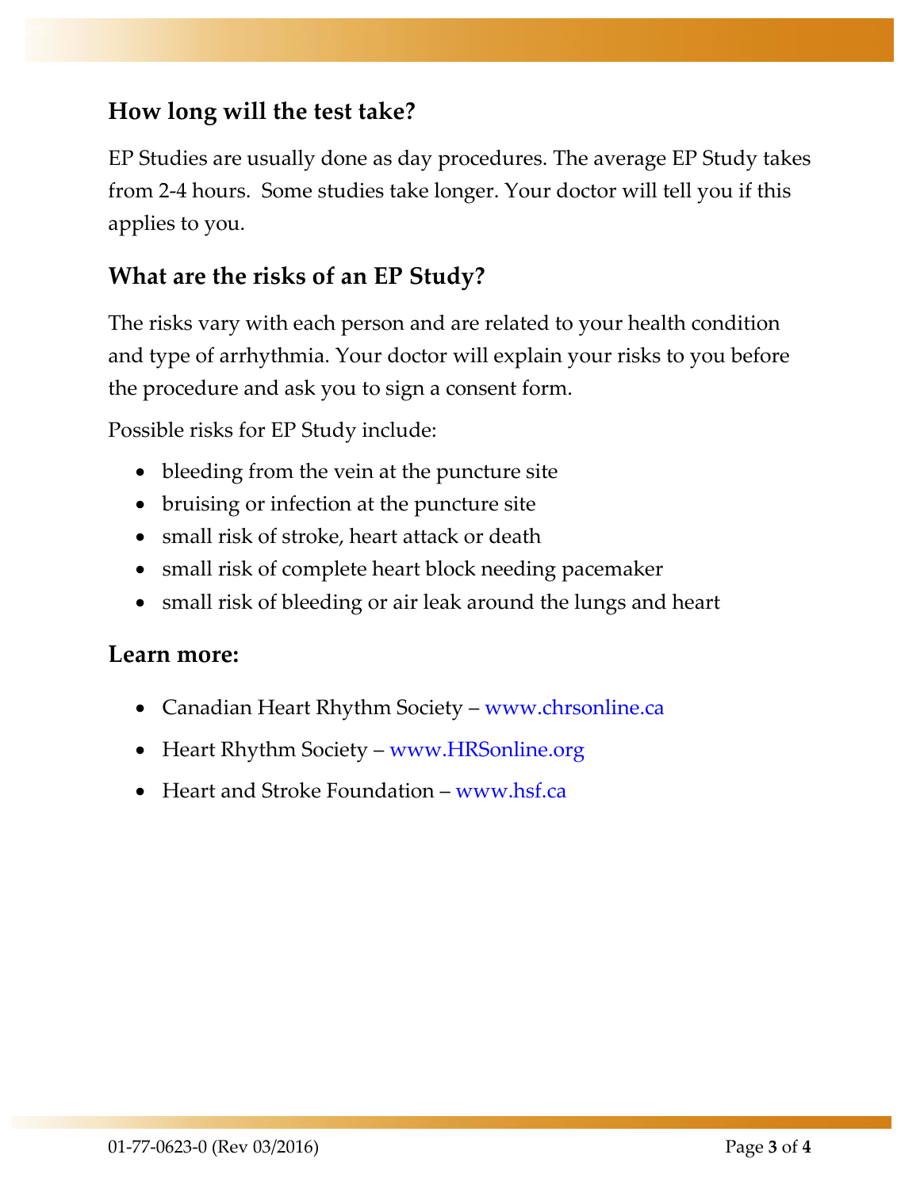## How long will the test take?

EP Studies are usually done as day procedures. The average EP Study takes from 2-4 hours. Some studies take longer. Your doctor will tell you if this applies to you.

## What are the risks of an EP Study?

The risks vary with each person and are related to your health condition and type of arrhythmia. Your doctor will explain your risks to you before the procedure and ask you to sign a consent form.

Possible risks for EP Study include:

- bleeding from the vein at the puncture site
- bruising or infection at the puncture site
- small risk of stroke, heart attack or death
- small risk of complete heart block needing pacemaker
- small risk of bleeding or air leak around the lungs and heart

## Learn more:

- Canadian Heart Rhythm Society – www.chrsonline.ca
- Heart Rhythm Society – www.HRSonline.org
- Heart and Stroke Foundation – www.hsf.ca

01-77-0623-0 (Rev 03/2016)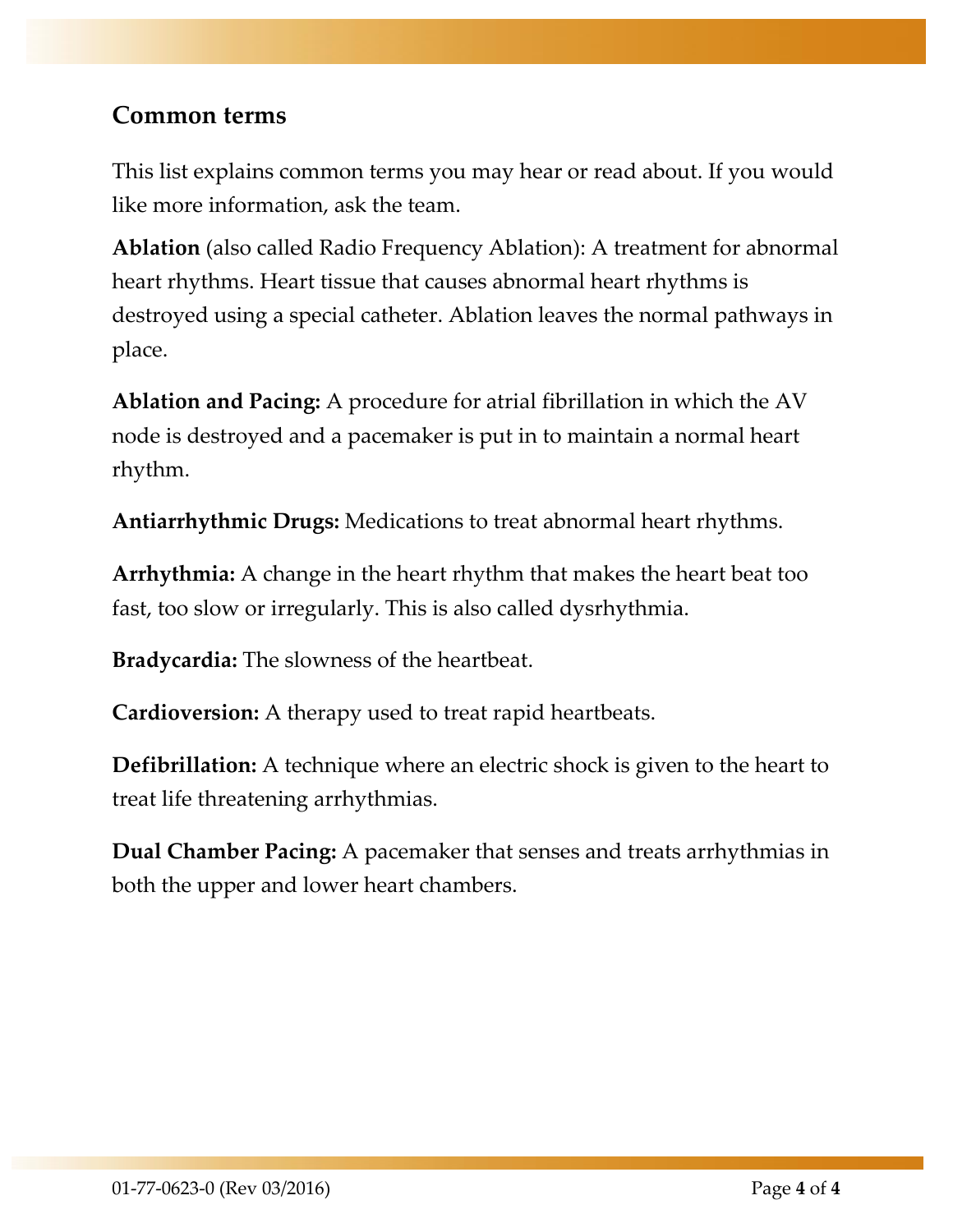## Common terms

This list explains common terms you may hear or read about. If you would like more information, ask the team.

**Ablation** (also called Radio Frequency Ablation): A treatment for abnormal heart rhythms. Heart tissue that causes abnormal heart rhythms is destroyed using a special catheter. Ablation leaves the normal pathways in place.

**Ablation and Pacing:** A procedure for atrial fibrillation in which the AV node is destroyed and a pacemaker is put in to maintain a normal heart rhythm.

**Antiarrhythmic Drugs:** Medications to treat abnormal heart rhythms.

**Arrhythmia:** A change in the heart rhythm that makes the heart beat too fast, too slow or irregularly. This is also called dysrhythmia.

**Bradycardia:** The slowness of the heartbeat.

**Cardioversion:** A therapy used to treat rapid heartbeats.

**Defibrillation:** A technique where an electric shock is given to the heart to treat life threatening arrhythmias.

**Dual Chamber Pacing:** A pacemaker that senses and treats arrhythmias in both the upper and lower heart chambers.

01-77-0623-0 (Rev 03/2016)